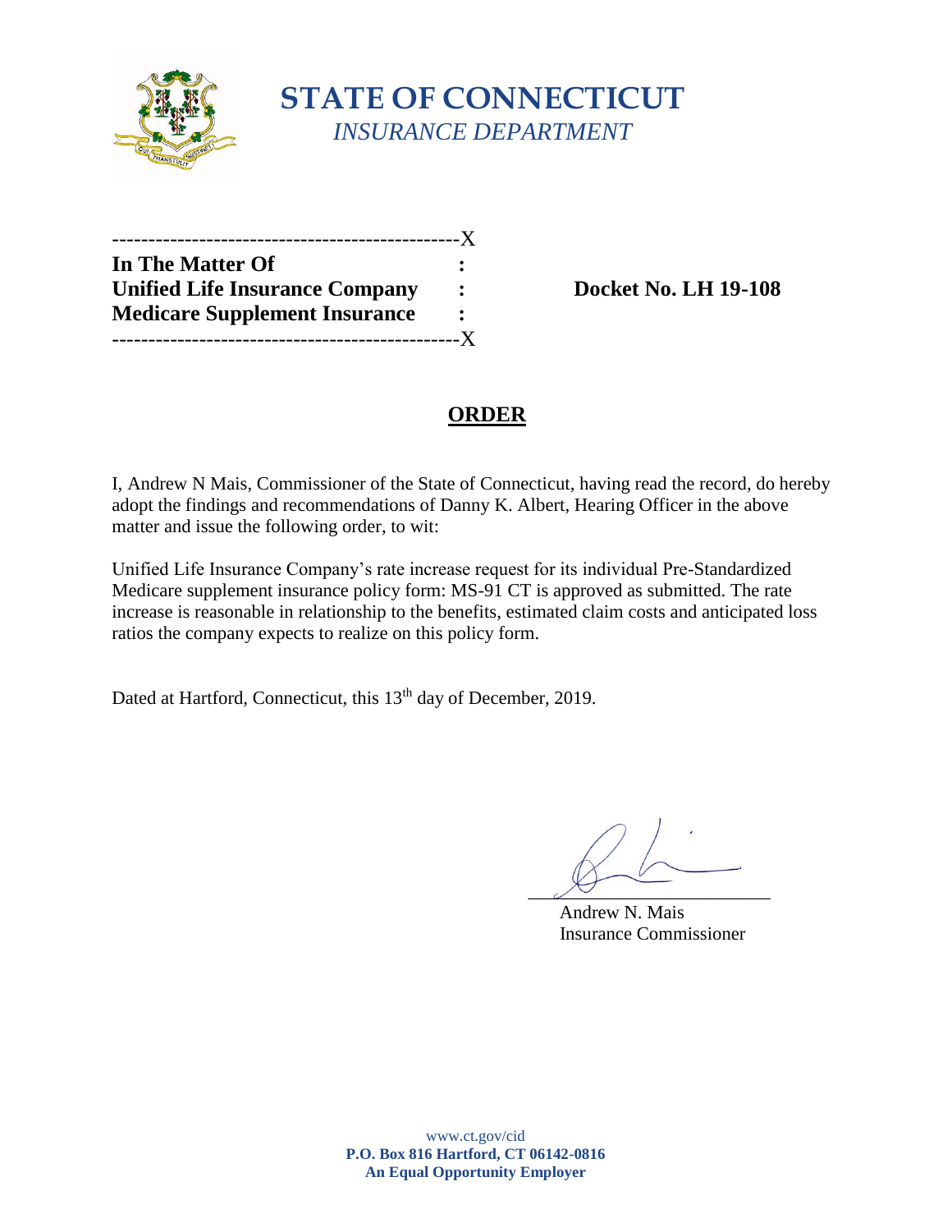# STATE OF CONNECTICUT

*INSURANCE DEPARTMENT*

---

**In The Matter Of** :
**Unified Life Insurance Company** : **Docket No. LH 19-108**
**Medicare Supplement Insurance** :

---

## ORDER

I, Andrew N Mais, Commissioner of the State of Connecticut, having read the record, do hereby adopt the findings and recommendations of Danny K. Albert, Hearing Officer in the above matter and issue the following order, to wit:

Unified Life Insurance Company's rate increase request for its individual Pre-Standardized Medicare supplement insurance policy form: MS-91 CT is approved as submitted. The rate increase is reasonable in relationship to the benefits, estimated claim costs and anticipated loss ratios the company expects to realize on this policy form.

Dated at Hartford, Connecticut, this 13th day of December, 2019.

Andrew N. Mais
Insurance Commissioner

www.ct.gov/cid
**P.O. Box 816 Hartford, CT 06142-0816**
**An Equal Opportunity Employer**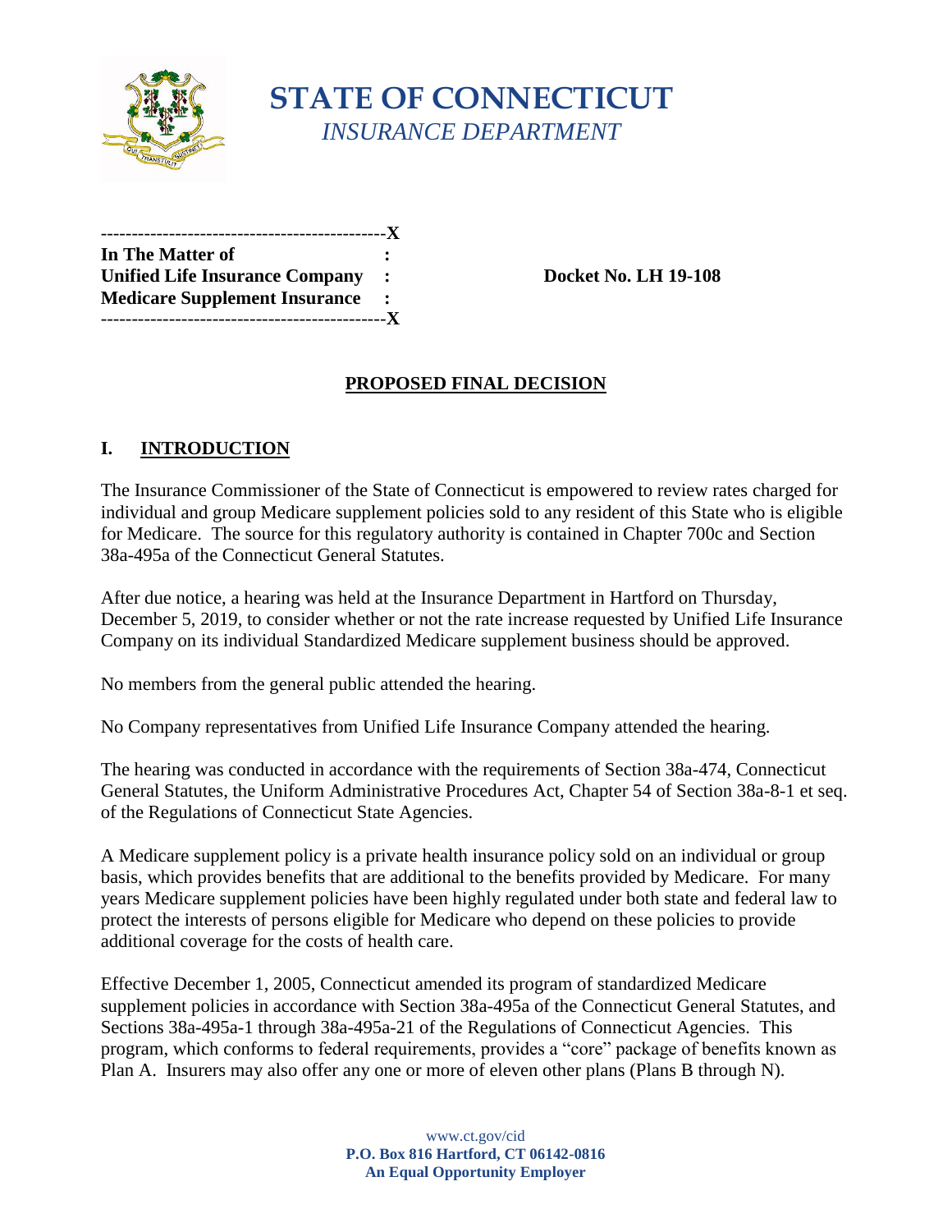# STATE OF CONNECTICUT

*INSURANCE DEPARTMENT*

```
---------------------------------------------X
In The Matter of                             :
Unified Life Insurance Company               :        Docket No. LH 19-108
Medicare Supplement Insurance                :
---------------------------------------------X
```

## PROPOSED FINAL DECISION

## I. INTRODUCTION

The Insurance Commissioner of the State of Connecticut is empowered to review rates charged for individual and group Medicare supplement policies sold to any resident of this State who is eligible for Medicare. The source for this regulatory authority is contained in Chapter 700c and Section 38a-495a of the Connecticut General Statutes.

After due notice, a hearing was held at the Insurance Department in Hartford on Thursday, December 5, 2019, to consider whether or not the rate increase requested by Unified Life Insurance Company on its individual Standardized Medicare supplement business should be approved.

No members from the general public attended the hearing.

No Company representatives from Unified Life Insurance Company attended the hearing.

The hearing was conducted in accordance with the requirements of Section 38a-474, Connecticut General Statutes, the Uniform Administrative Procedures Act, Chapter 54 of Section 38a-8-1 et seq. of the Regulations of Connecticut State Agencies.

A Medicare supplement policy is a private health insurance policy sold on an individual or group basis, which provides benefits that are additional to the benefits provided by Medicare. For many years Medicare supplement policies have been highly regulated under both state and federal law to protect the interests of persons eligible for Medicare who depend on these policies to provide additional coverage for the costs of health care.

Effective December 1, 2005, Connecticut amended its program of standardized Medicare supplement policies in accordance with Section 38a-495a of the Connecticut General Statutes, and Sections 38a-495a-1 through 38a-495a-21 of the Regulations of Connecticut Agencies. This program, which conforms to federal requirements, provides a "core" package of benefits known as Plan A. Insurers may also offer any one or more of eleven other plans (Plans B through N).

www.ct.gov/cid
**P.O. Box 816 Hartford, CT 06142-0816**
**An Equal Opportunity Employer**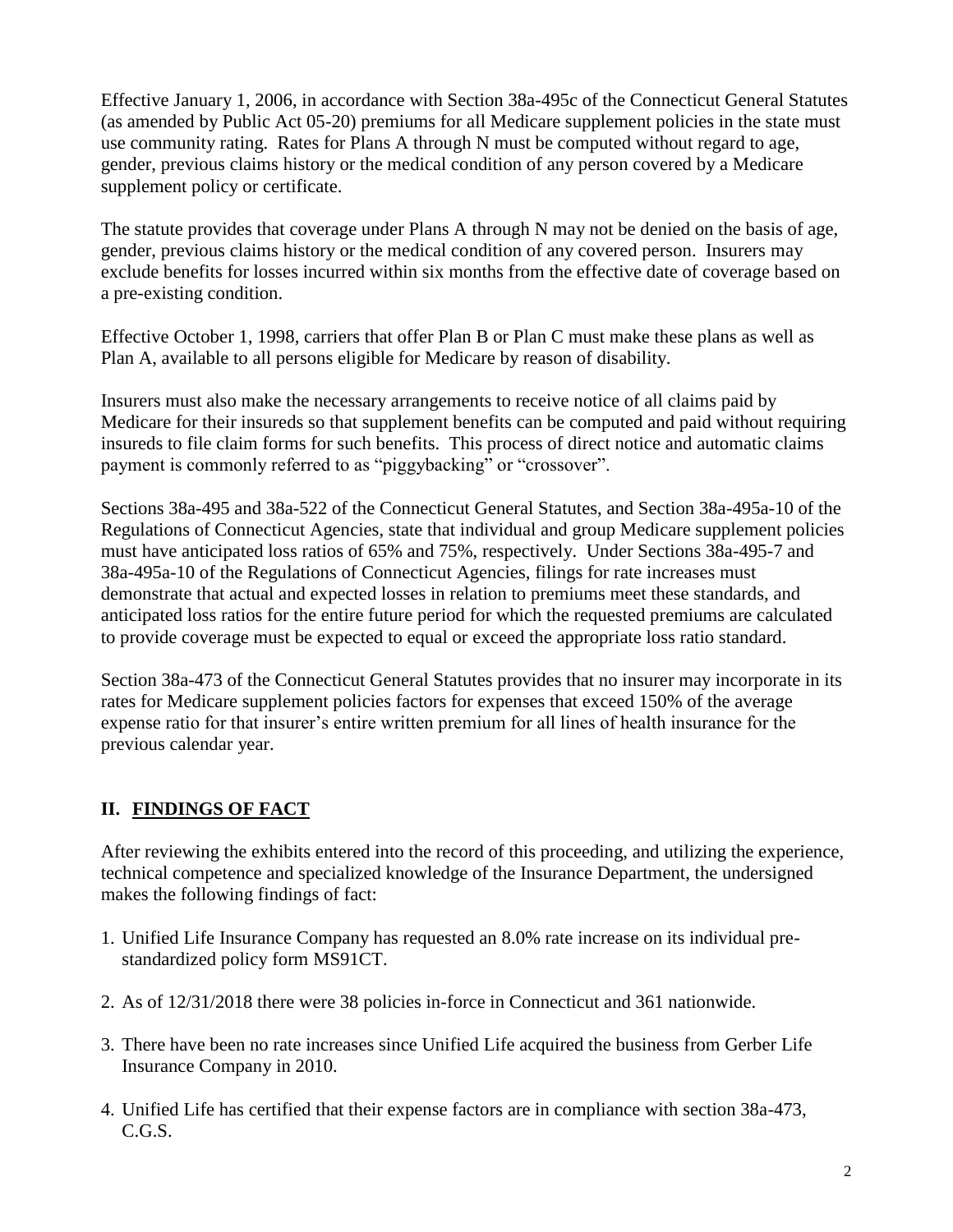Effective January 1, 2006, in accordance with Section 38a-495c of the Connecticut General Statutes (as amended by Public Act 05-20) premiums for all Medicare supplement policies in the state must use community rating. Rates for Plans A through N must be computed without regard to age, gender, previous claims history or the medical condition of any person covered by a Medicare supplement policy or certificate.

The statute provides that coverage under Plans A through N may not be denied on the basis of age, gender, previous claims history or the medical condition of any covered person. Insurers may exclude benefits for losses incurred within six months from the effective date of coverage based on a pre-existing condition.

Effective October 1, 1998, carriers that offer Plan B or Plan C must make these plans as well as Plan A, available to all persons eligible for Medicare by reason of disability.

Insurers must also make the necessary arrangements to receive notice of all claims paid by Medicare for their insureds so that supplement benefits can be computed and paid without requiring insureds to file claim forms for such benefits. This process of direct notice and automatic claims payment is commonly referred to as "piggybacking" or "crossover".

Sections 38a-495 and 38a-522 of the Connecticut General Statutes, and Section 38a-495a-10 of the Regulations of Connecticut Agencies, state that individual and group Medicare supplement policies must have anticipated loss ratios of 65% and 75%, respectively. Under Sections 38a-495-7 and 38a-495a-10 of the Regulations of Connecticut Agencies, filings for rate increases must demonstrate that actual and expected losses in relation to premiums meet these standards, and anticipated loss ratios for the entire future period for which the requested premiums are calculated to provide coverage must be expected to equal or exceed the appropriate loss ratio standard.

Section 38a-473 of the Connecticut General Statutes provides that no insurer may incorporate in its rates for Medicare supplement policies factors for expenses that exceed 150% of the average expense ratio for that insurer's entire written premium for all lines of health insurance for the previous calendar year.

## II. FINDINGS OF FACT

After reviewing the exhibits entered into the record of this proceeding, and utilizing the experience, technical competence and specialized knowledge of the Insurance Department, the undersigned makes the following findings of fact:

1. Unified Life Insurance Company has requested an 8.0% rate increase on its individual pre-standardized policy form MS91CT.
2. As of 12/31/2018 there were 38 policies in-force in Connecticut and 361 nationwide.
3. There have been no rate increases since Unified Life acquired the business from Gerber Life Insurance Company in 2010.
4. Unified Life has certified that their expense factors are in compliance with section 38a-473, C.G.S.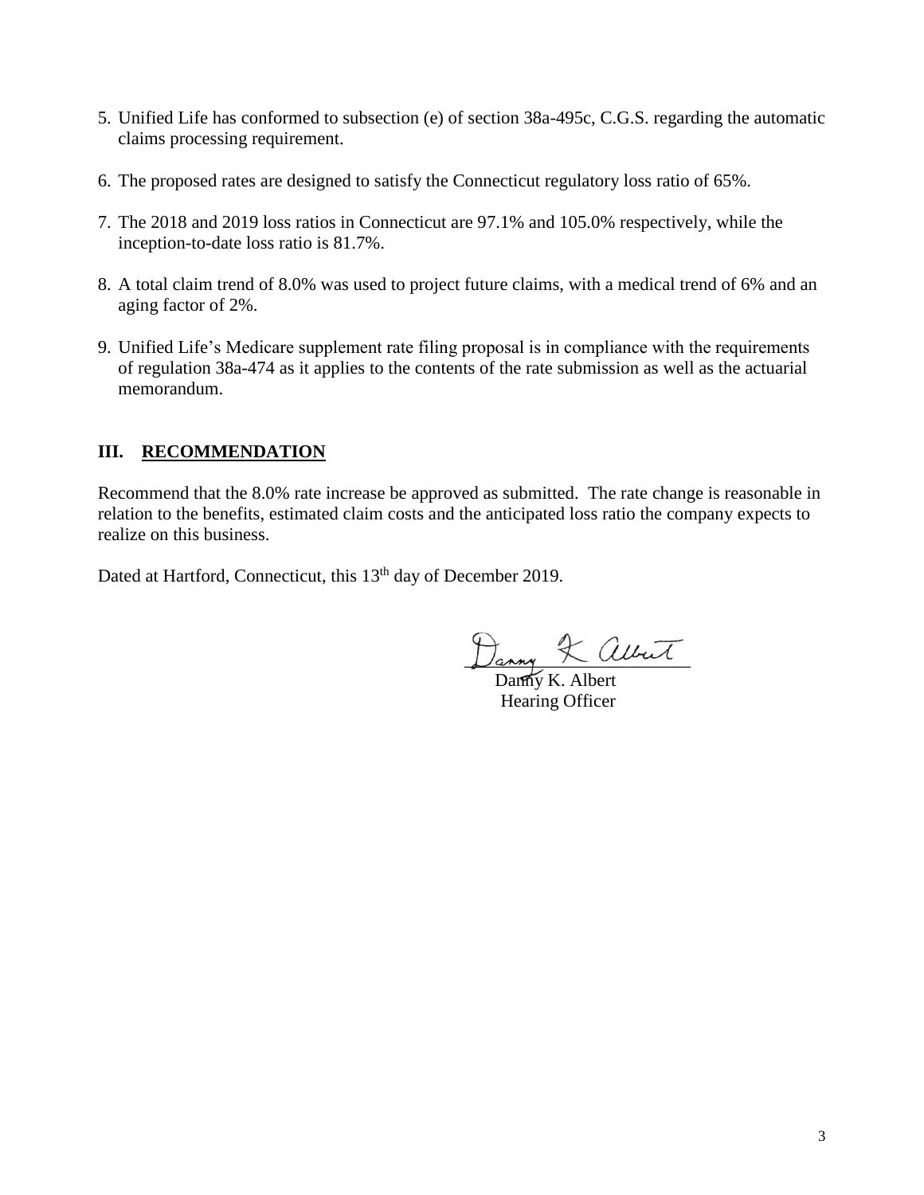5. Unified Life has conformed to subsection (e) of section 38a-495c, C.G.S. regarding the automatic claims processing requirement.

6. The proposed rates are designed to satisfy the Connecticut regulatory loss ratio of 65%.

7. The 2018 and 2019 loss ratios in Connecticut are 97.1% and 105.0% respectively, while the inception-to-date loss ratio is 81.7%.

8. A total claim trend of 8.0% was used to project future claims, with a medical trend of 6% and an aging factor of 2%.

9. Unified Life's Medicare supplement rate filing proposal is in compliance with the requirements of regulation 38a-474 as it applies to the contents of the rate submission as well as the actuarial memorandum.

## III. RECOMMENDATION

Recommend that the 8.0% rate increase be approved as submitted. The rate change is reasonable in relation to the benefits, estimated claim costs and the anticipated loss ratio the company expects to realize on this business.

Dated at Hartford, Connecticut, this 13th day of December 2019.

Danny K. Albert
Hearing Officer